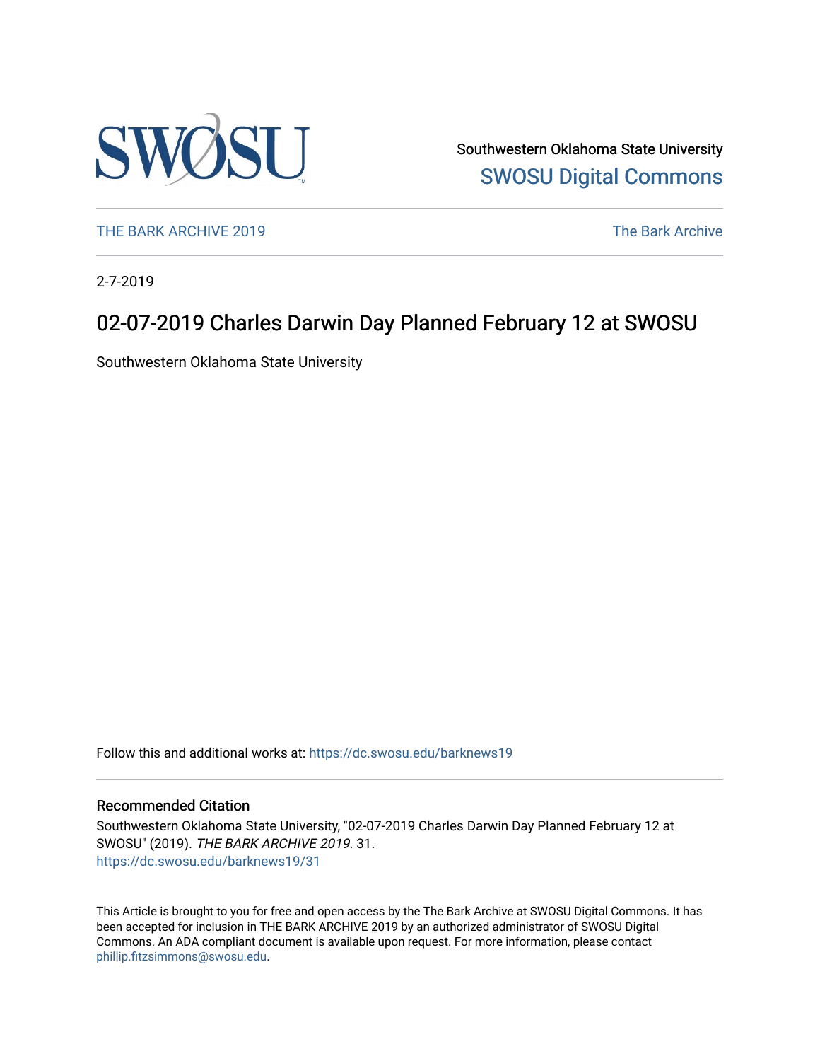Southwestern Oklahoma State University

SWOSU Digital Commons

THE BARK ARCHIVE 2019

The Bark Archive

2-7-2019

# 02-07-2019 Charles Darwin Day Planned February 12 at SWOSU

Southwestern Oklahoma State University

Follow this and additional works at: https://dc.swosu.edu/barknews19

## Recommended Citation

Southwestern Oklahoma State University, "02-07-2019 Charles Darwin Day Planned February 12 at SWOSU" (2019). *THE BARK ARCHIVE 2019*. 31.
https://dc.swosu.edu/barknews19/31

This Article is brought to you for free and open access by the The Bark Archive at SWOSU Digital Commons. It has been accepted for inclusion in THE BARK ARCHIVE 2019 by an authorized administrator of SWOSU Digital Commons. An ADA compliant document is available upon request. For more information, please contact phillip.fitzsimmons@swosu.edu.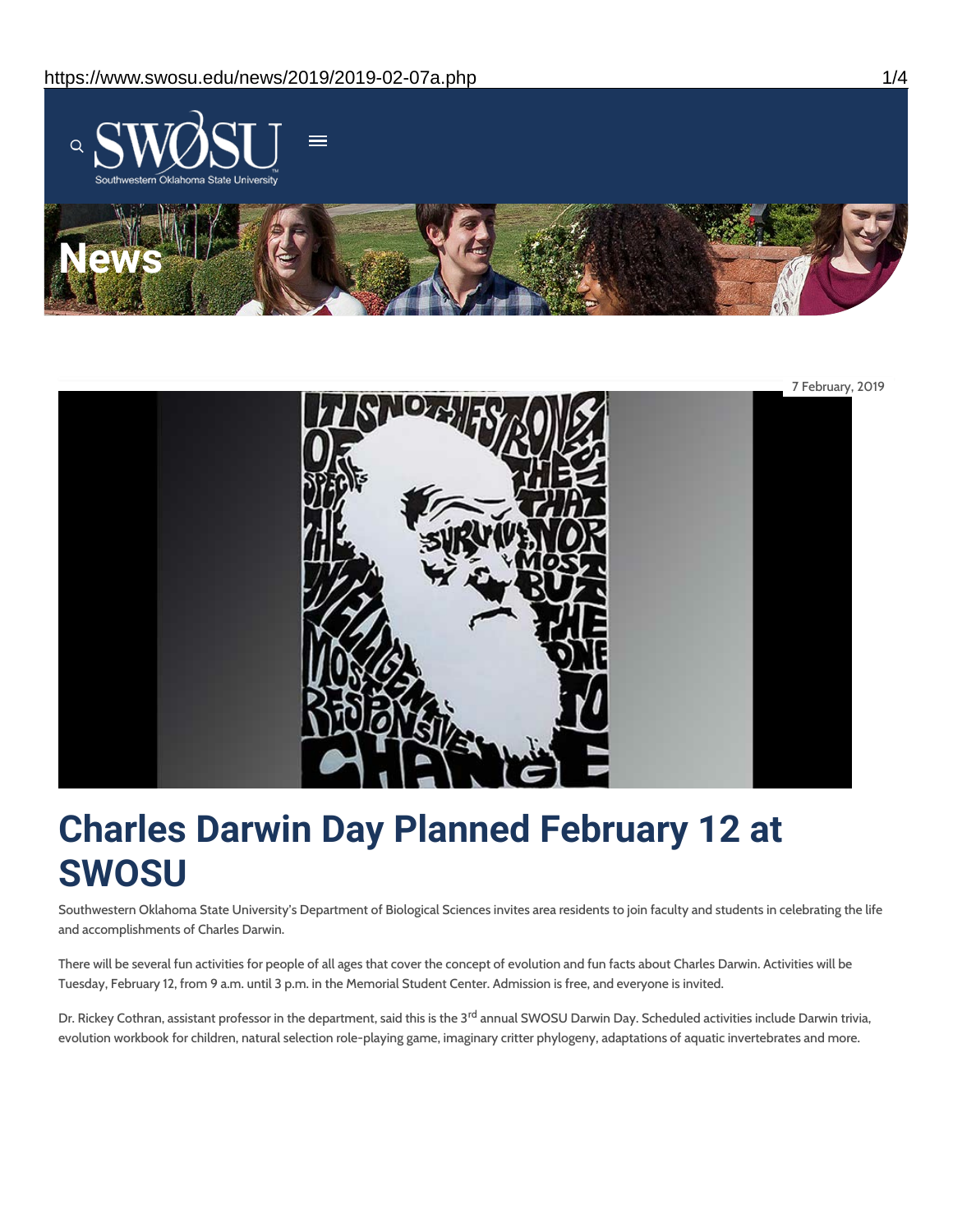7 February, 2019

# Charles Darwin Day Planned February 12 at SWOSU

Southwestern Oklahoma State University's Department of Biological Sciences invites area residents to join faculty and students in celebrating the life and accomplishments of Charles Darwin.

There will be several fun activities for people of all ages that cover the concept of evolution and fun facts about Charles Darwin. Activities will be Tuesday, February 12, from 9 a.m. until 3 p.m. in the Memorial Student Center. Admission is free, and everyone is invited.

Dr. Rickey Cothran, assistant professor in the department, said this is the 3rd annual SWOSU Darwin Day. Scheduled activities include Darwin trivia, evolution workbook for children, natural selection role-playing game, imaginary critter phylogeny, adaptations of aquatic invertebrates and more.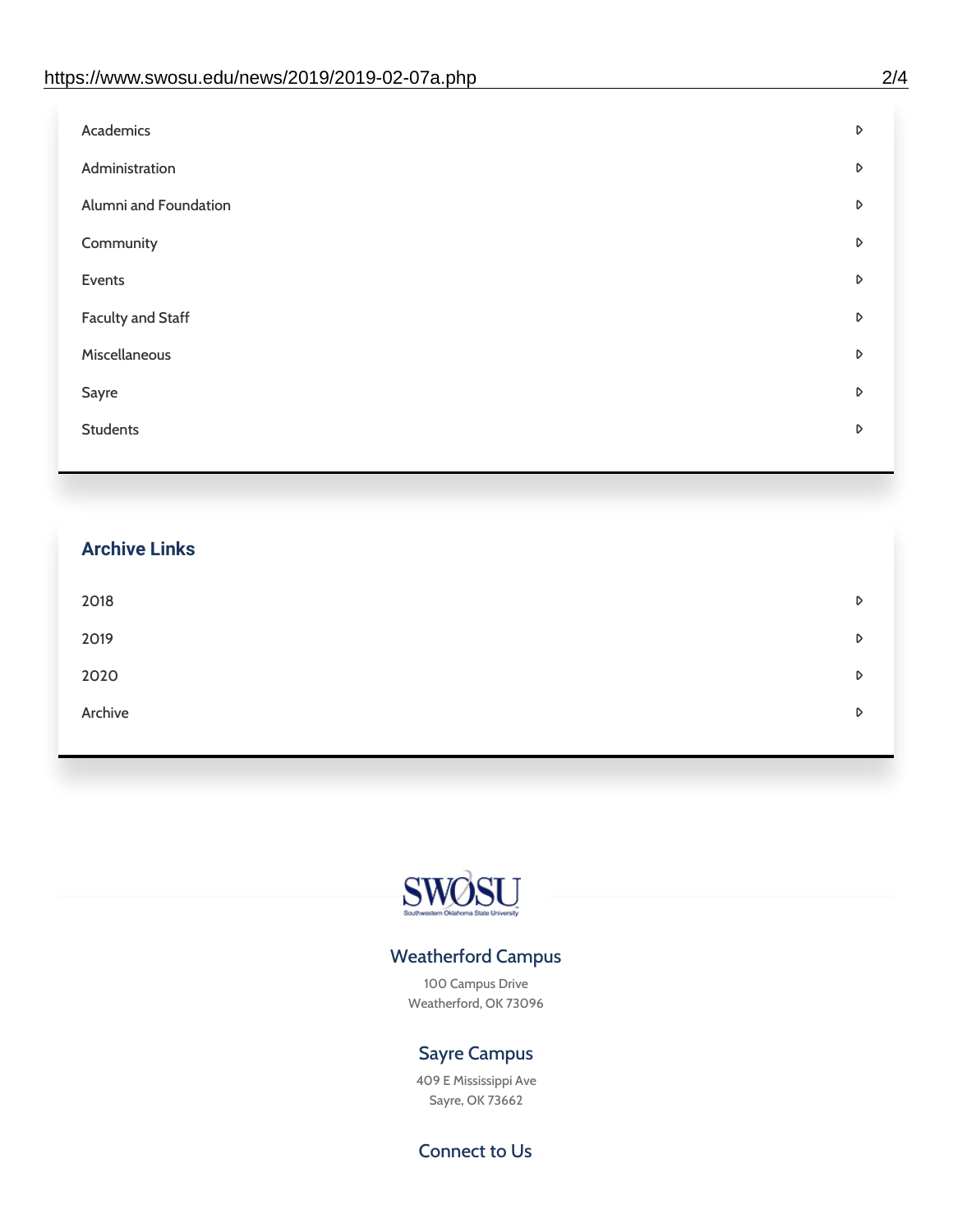- Academics
- Administration
- Alumni and Foundation
- Community
- Events
- Faculty and Staff
- Miscellaneous
- Sayre
- Students

## Archive Links

- 2018
- 2019
- 2020
- Archive

SWOSU
Southwestern Oklahoma State University

### Weatherford Campus

100 Campus Drive
Weatherford, OK 73096

### Sayre Campus

409 E Mississippi Ave
Sayre, OK 73662

### Connect to Us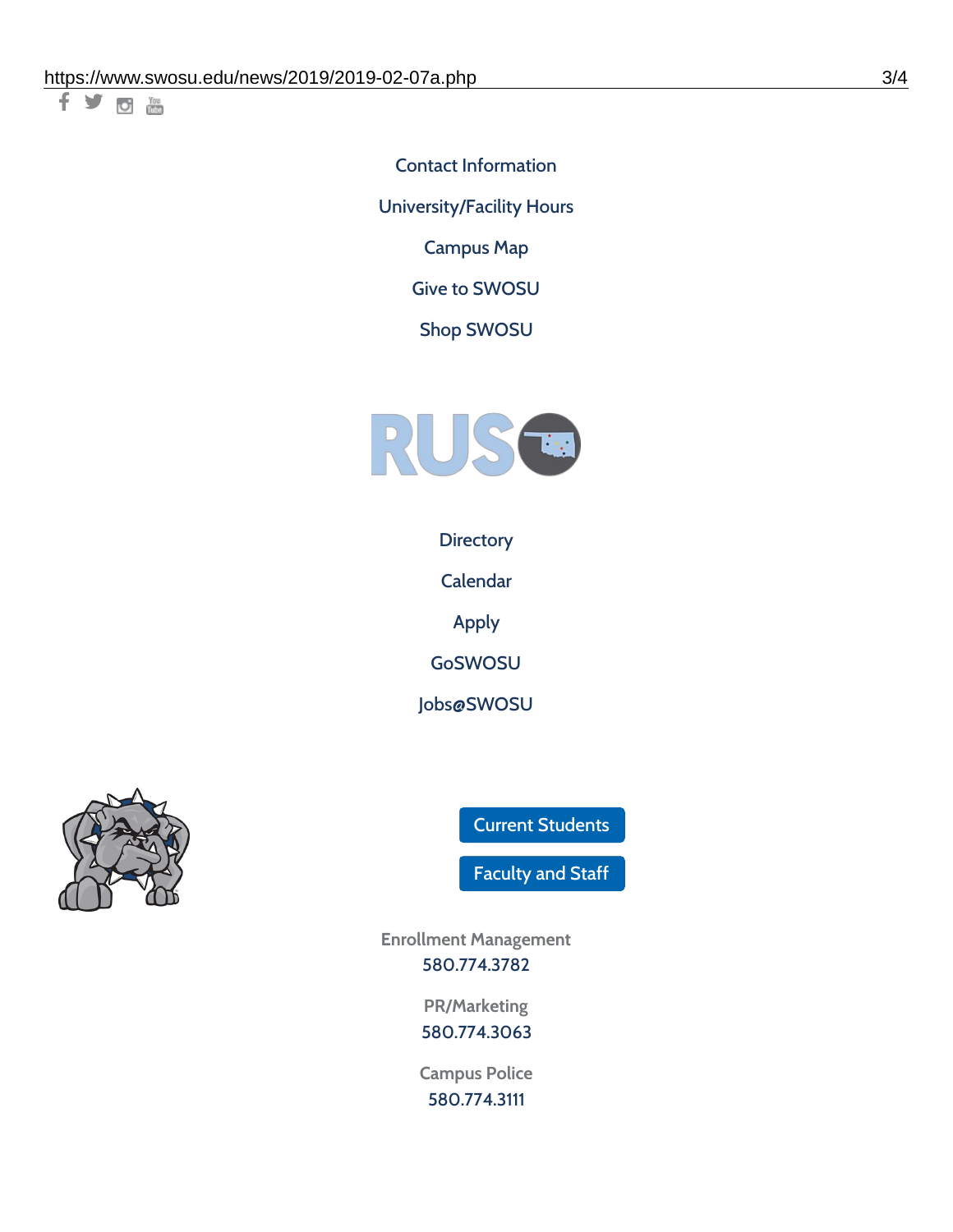Contact Information

University/Facility Hours

Campus Map

Give to SWOSU

Shop SWOSU

RUSO

Directory

Calendar

Apply

GoSWOSU

Jobs@SWOSU

Current Students

Faculty and Staff

Enrollment Management
580.774.3782

PR/Marketing
580.774.3063

Campus Police
580.774.3111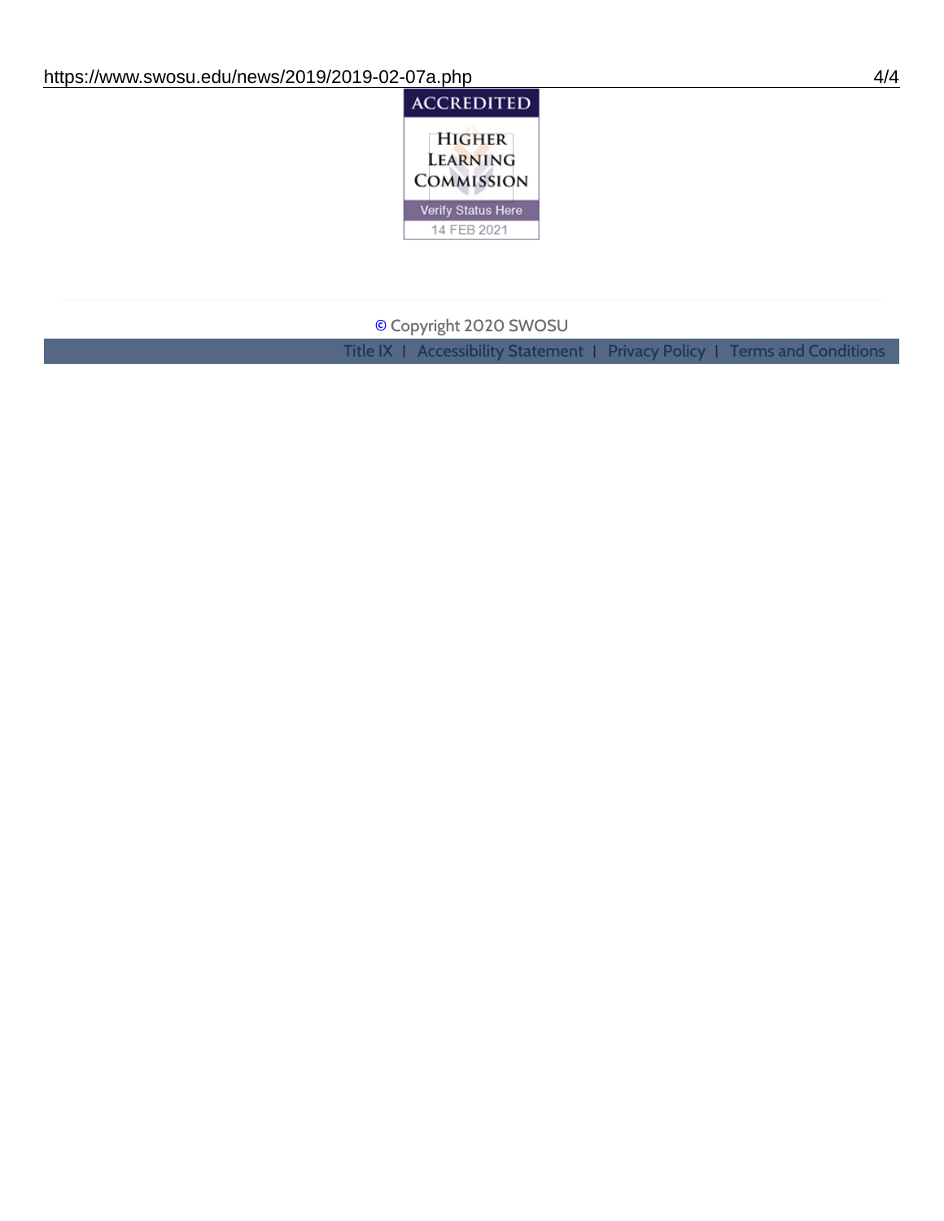ACCREDITED

HIGHER LEARNING COMMISSION

Verify Status Here

14 FEB 2021

© Copyright 2020 SWOSU

Title IX | Accessibility Statement | Privacy Policy | Terms and Conditions